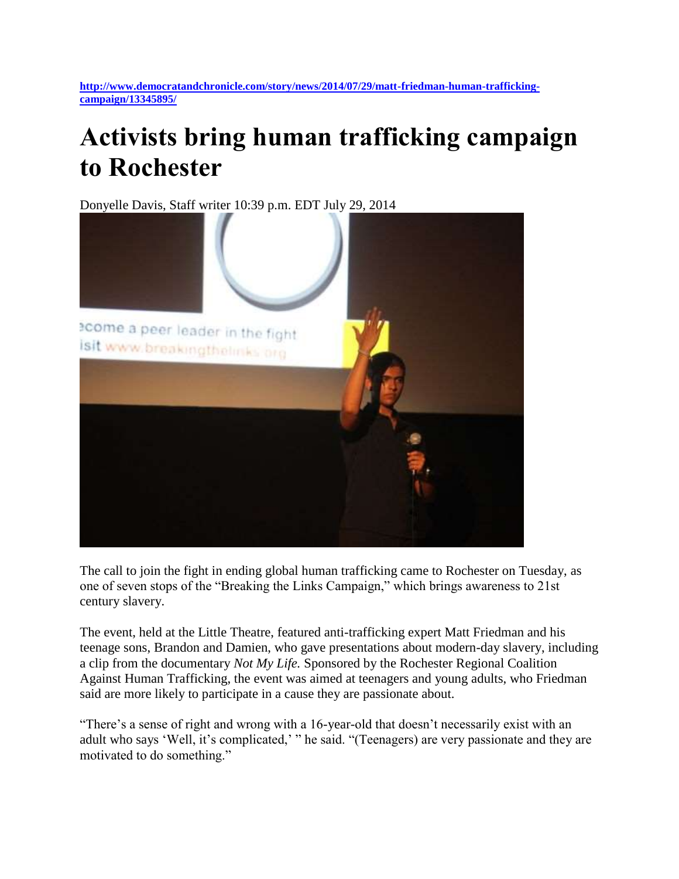http://www.democratandchronicle.com/story/news/2014/07/29/matt-friedman-human-trafficking-campaign/13345895/

# Activists bring human trafficking campaign to Rochester

Donyelle Davis, Staff writer 10:39 p.m. EDT July 29, 2014

The call to join the fight in ending global human trafficking came to Rochester on Tuesday, as one of seven stops of the "Breaking the Links Campaign," which brings awareness to 21st century slavery.

The event, held at the Little Theatre, featured anti-trafficking expert Matt Friedman and his teenage sons, Brandon and Damien, who gave presentations about modern-day slavery, including a clip from the documentary *Not My Life.* Sponsored by the Rochester Regional Coalition Against Human Trafficking, the event was aimed at teenagers and young adults, who Friedman said are more likely to participate in a cause they are passionate about.

"There's a sense of right and wrong with a 16-year-old that doesn't necessarily exist with an adult who says 'Well, it's complicated,' " he said. "(Teenagers) are very passionate and they are motivated to do something."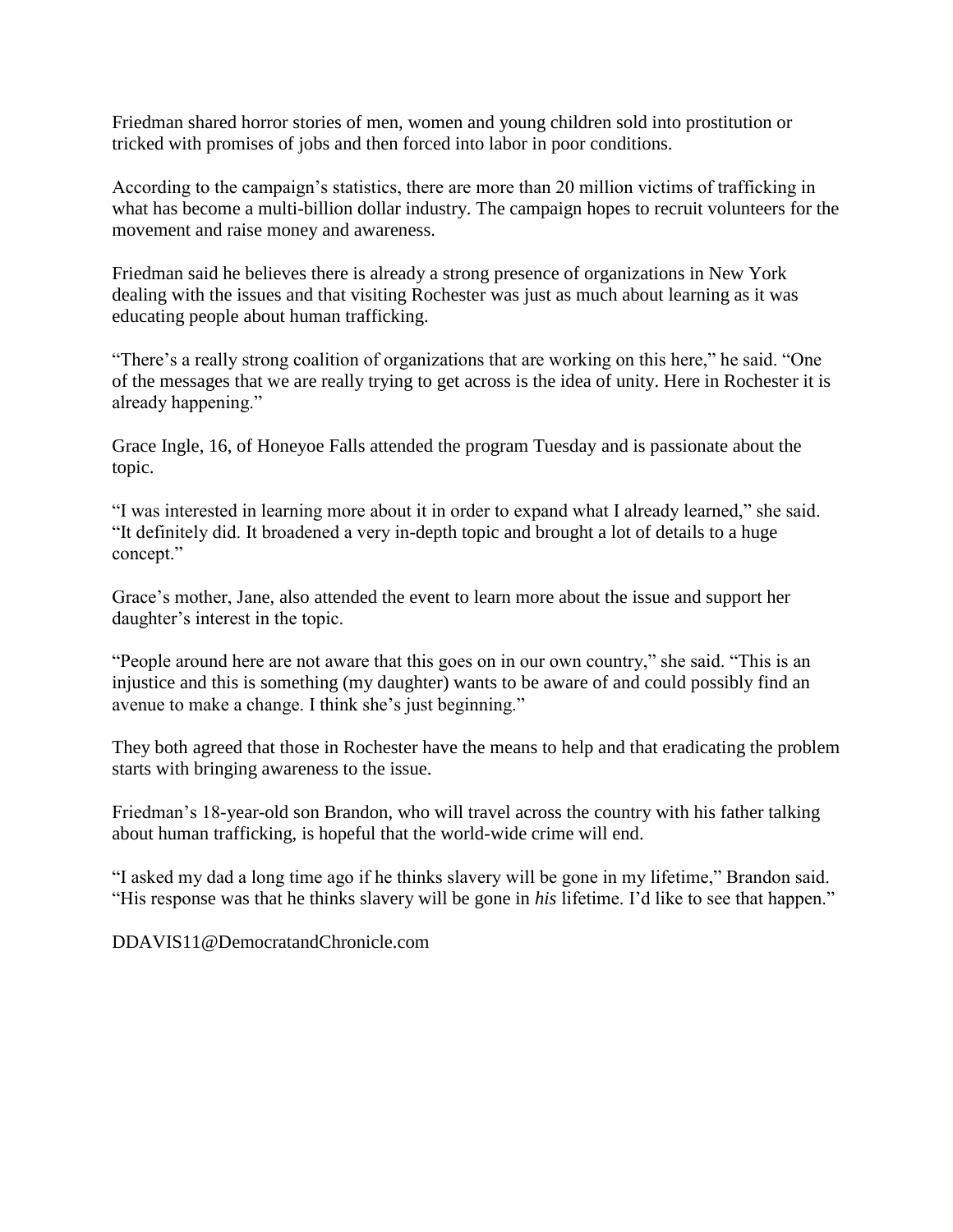Friedman shared horror stories of men, women and young children sold into prostitution or tricked with promises of jobs and then forced into labor in poor conditions.

According to the campaign's statistics, there are more than 20 million victims of trafficking in what has become a multi-billion dollar industry. The campaign hopes to recruit volunteers for the movement and raise money and awareness.

Friedman said he believes there is already a strong presence of organizations in New York dealing with the issues and that visiting Rochester was just as much about learning as it was educating people about human trafficking.

"There's a really strong coalition of organizations that are working on this here," he said. "One of the messages that we are really trying to get across is the idea of unity. Here in Rochester it is already happening."

Grace Ingle, 16, of Honeyoe Falls attended the program Tuesday and is passionate about the topic.

"I was interested in learning more about it in order to expand what I already learned," she said. "It definitely did. It broadened a very in-depth topic and brought a lot of details to a huge concept."

Grace's mother, Jane, also attended the event to learn more about the issue and support her daughter's interest in the topic.

"People around here are not aware that this goes on in our own country," she said. "This is an injustice and this is something (my daughter) wants to be aware of and could possibly find an avenue to make a change. I think she's just beginning."

They both agreed that those in Rochester have the means to help and that eradicating the problem starts with bringing awareness to the issue.

Friedman's 18-year-old son Brandon, who will travel across the country with his father talking about human trafficking, is hopeful that the world-wide crime will end.

"I asked my dad a long time ago if he thinks slavery will be gone in my lifetime," Brandon said. "His response was that he thinks slavery will be gone in *his* lifetime. I'd like to see that happen."

DDAVIS11@DemocratandChronicle.com